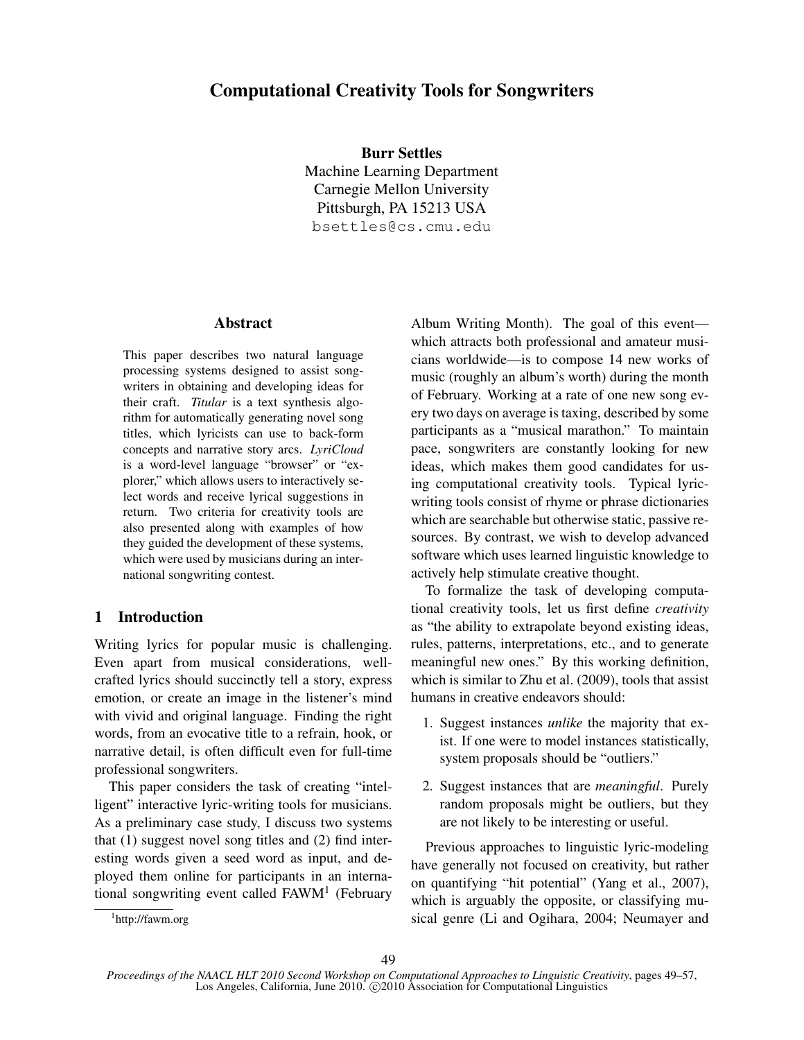# Computational Creativity Tools for Songwriters

**Burr Settles**
Machine Learning Department
Carnegie Mellon University
Pittsburgh, PA 15213 USA
bsettles@cs.cmu.edu

## Abstract

This paper describes two natural language processing systems designed to assist songwriters in obtaining and developing ideas for their craft. *Titular* is a text synthesis algorithm for automatically generating novel song titles, which lyricists can use to back-form concepts and narrative story arcs. *LyriCloud* is a word-level language "browser" or "explorer," which allows users to interactively select words and receive lyrical suggestions in return. Two criteria for creativity tools are also presented along with examples of how they guided the development of these systems, which were used by musicians during an international songwriting contest.

## 1 Introduction

Writing lyrics for popular music is challenging. Even apart from musical considerations, well-crafted lyrics should succinctly tell a story, express emotion, or create an image in the listener's mind with vivid and original language. Finding the right words, from an evocative title to a refrain, hook, or narrative detail, is often difficult even for full-time professional songwriters.

This paper considers the task of creating "intelligent" interactive lyric-writing tools for musicians. As a preliminary case study, I discuss two systems that (1) suggest novel song titles and (2) find interesting words given a seed word as input, and deployed them online for participants in an international songwriting event called FAWM[1] (February Album Writing Month). The goal of this event—which attracts both professional and amateur musicians worldwide—is to compose 14 new works of music (roughly an album's worth) during the month of February. Working at a rate of one new song every two days on average is taxing, described by some participants as a "musical marathon." To maintain pace, songwriters are constantly looking for new ideas, which makes them good candidates for using computational creativity tools. Typical lyric-writing tools consist of rhyme or phrase dictionaries which are searchable but otherwise static, passive resources. By contrast, we wish to develop advanced software which uses learned linguistic knowledge to actively help stimulate creative thought.

[1] http://fawm.org

To formalize the task of developing computational creativity tools, let us first define *creativity* as "the ability to extrapolate beyond existing ideas, rules, patterns, interpretations, etc., and to generate meaningful new ones." By this working definition, which is similar to Zhu et al. (2009), tools that assist humans in creative endeavors should:

1. Suggest instances *unlike* the majority that exist. If one were to model instances statistically, system proposals should be "outliers."
2. Suggest instances that are *meaningful*. Purely random proposals might be outliers, but they are not likely to be interesting or useful.

Previous approaches to linguistic lyric-modeling have generally not focused on creativity, but rather on quantifying "hit potential" (Yang et al., 2007), which is arguably the opposite, or classifying musical genre (Li and Ogihara, 2004; Neumayer and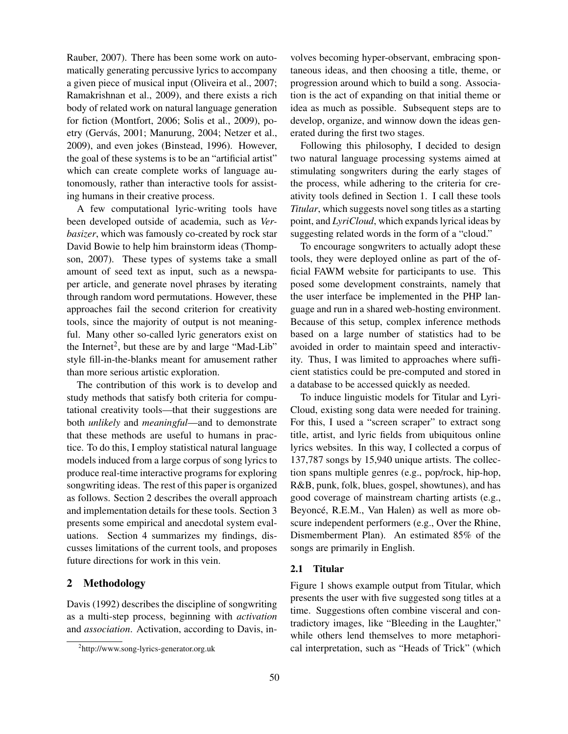Rauber, 2007). There has been some work on automatically generating percussive lyrics to accompany a given piece of musical input (Oliveira et al., 2007; Ramakrishnan et al., 2009), and there exists a rich body of related work on natural language generation for fiction (Montfort, 2006; Solis et al., 2009), poetry (Gervás, 2001; Manurung, 2004; Netzer et al., 2009), and even jokes (Binstead, 1996). However, the goal of these systems is to be an "artificial artist" which can create complete works of language autonomously, rather than interactive tools for assisting humans in their creative process.

A few computational lyric-writing tools have been developed outside of academia, such as *Verbasizer*, which was famously co-created by rock star David Bowie to help him brainstorm ideas (Thompson, 2007). These types of systems take a small amount of seed text as input, such as a newspaper article, and generate novel phrases by iterating through random word permutations. However, these approaches fail the second criterion for creativity tools, since the majority of output is not meaningful. Many other so-called lyric generators exist on the Internet[2], but these are by and large "Mad-Lib" style fill-in-the-blanks meant for amusement rather than more serious artistic exploration.

The contribution of this work is to develop and study methods that satisfy both criteria for computational creativity tools—that their suggestions are both *unlikely* and *meaningful*—and to demonstrate that these methods are useful to humans in practice. To do this, I employ statistical natural language models induced from a large corpus of song lyrics to produce real-time interactive programs for exploring songwriting ideas. The rest of this paper is organized as follows. Section 2 describes the overall approach and implementation details for these tools. Section 3 presents some empirical and anecdotal system evaluations. Section 4 summarizes my findings, discusses limitations of the current tools, and proposes future directions for work in this vein.

## 2 Methodology

Davis (1992) describes the discipline of songwriting as a multi-step process, beginning with *activation* and *association*. Activation, according to Davis, involves becoming hyper-observant, embracing spontaneous ideas, and then choosing a title, theme, or progression around which to build a song. Association is the act of expanding on that initial theme or idea as much as possible. Subsequent steps are to develop, organize, and winnow down the ideas generated during the first two stages.

Following this philosophy, I decided to design two natural language processing systems aimed at stimulating songwriters during the early stages of the process, while adhering to the criteria for creativity tools defined in Section 1. I call these tools *Titular*, which suggests novel song titles as a starting point, and *LyriCloud*, which expands lyrical ideas by suggesting related words in the form of a "cloud."

To encourage songwriters to actually adopt these tools, they were deployed online as part of the official FAWM website for participants to use. This posed some development constraints, namely that the user interface be implemented in the PHP language and run in a shared web-hosting environment. Because of this setup, complex inference methods based on a large number of statistics had to be avoided in order to maintain speed and interactivity. Thus, I was limited to approaches where sufficient statistics could be pre-computed and stored in a database to be accessed quickly as needed.

To induce linguistic models for Titular and LyriCloud, existing song data were needed for training. For this, I used a "screen scraper" to extract song title, artist, and lyric fields from ubiquitous online lyrics websites. In this way, I collected a corpus of 137,787 songs by 15,940 unique artists. The collection spans multiple genres (e.g., pop/rock, hip-hop, R&B, punk, folk, blues, gospel, showtunes), and has good coverage of mainstream charting artists (e.g., Beyoncé, R.E.M., Van Halen) as well as more obscure independent performers (e.g., Over the Rhine, Dismemberment Plan). An estimated 85% of the songs are primarily in English.

### 2.1 Titular

Figure 1 shows example output from Titular, which presents the user with five suggested song titles at a time. Suggestions often combine visceral and contradictory images, like "Bleeding in the Laughter," while others lend themselves to more metaphorical interpretation, such as "Heads of Trick" (which

[2] http://www.song-lyrics-generator.org.uk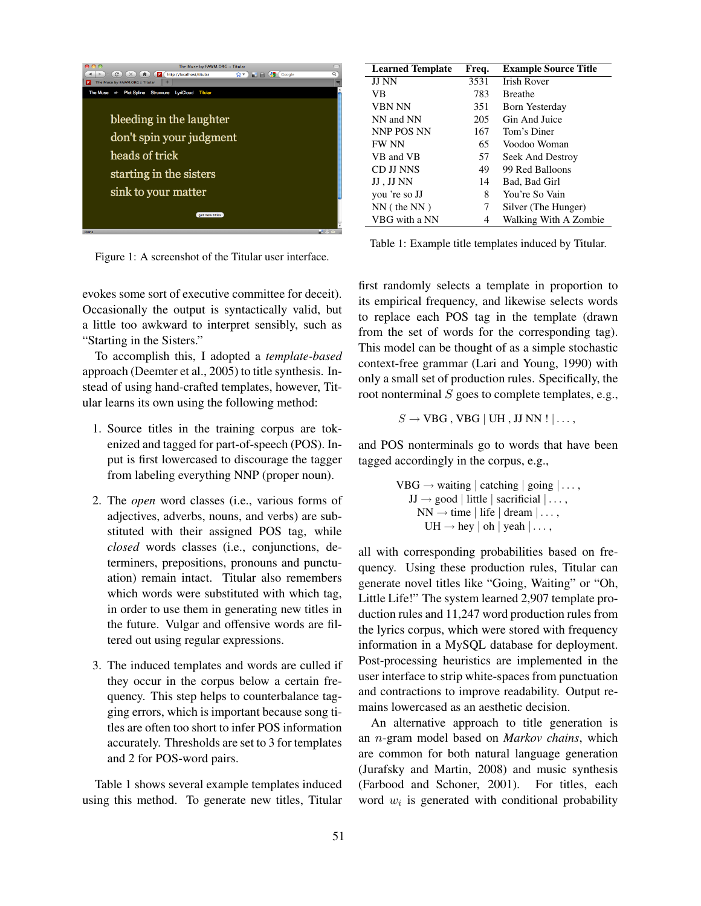Figure 1: A screenshot of the Titular user interface.

| Learned Template | Freq. | Example Source Title |
|---|---|---|
| JJ NN | 3531 | Irish Rover |
| VB | 783 | Breathe |
| VBN NN | 351 | Born Yesterday |
| NN and NN | 205 | Gin And Juice |
| NNP POS NN | 167 | Tom's Diner |
| FW NN | 65 | Voodoo Woman |
| VB and VB | 57 | Seek And Destroy |
| CD JJ NNS | 49 | 99 Red Balloons |
| JJ , JJ NN | 14 | Bad, Bad Girl |
| you 're so JJ | 8 | You're So Vain |
| NN ( the NN ) | 7 | Silver (The Hunger) |
| VBG with a NN | 4 | Walking With A Zombie |

Table 1: Example title templates induced by Titular.

evokes some sort of executive committee for deceit). Occasionally the output is syntactically valid, but a little too awkward to interpret sensibly, such as "Starting in the Sisters."

To accomplish this, I adopted a *template-based* approach (Deemter et al., 2005) to title synthesis. Instead of using hand-crafted templates, however, Titular learns its own using the following method:

1. Source titles in the training corpus are tokenized and tagged for part-of-speech (POS). Input is first lowercased to discourage the tagger from labeling everything NNP (proper noun).

2. The *open* word classes (i.e., various forms of adjectives, adverbs, nouns, and verbs) are substituted with their assigned POS tag, while *closed* words classes (i.e., conjunctions, determiners, prepositions, pronouns and punctuation) remain intact. Titular also remembers which words were substituted with which tag, in order to use them in generating new titles in the future. Vulgar and offensive words are filtered out using regular expressions.

3. The induced templates and words are culled if they occur in the corpus below a certain frequency. This step helps to counterbalance tagging errors, which is important because song titles are often too short to infer POS information accurately. Thresholds are set to 3 for templates and 2 for POS-word pairs.

Table 1 shows several example templates induced using this method. To generate new titles, Titular first randomly selects a template in proportion to its empirical frequency, and likewise selects words to replace each POS tag in the template (drawn from the set of words for the corresponding tag). This model can be thought of as a simple stochastic context-free grammar (Lari and Young, 1990) with only a small set of production rules. Specifically, the root nonterminal $S$ goes to complete templates, e.g.,

$$S \rightarrow \text{VBG , VBG} \mid \text{UH , JJ NN !} \mid \ldots,$$

and POS nonterminals go to words that have been tagged accordingly in the corpus, e.g.,

$$\begin{aligned} \text{VBG} &\rightarrow \text{waiting} \mid \text{catching} \mid \text{going} \mid \ldots, \\ \text{JJ} &\rightarrow \text{good} \mid \text{little} \mid \text{sacrificial} \mid \ldots, \\ \text{NN} &\rightarrow \text{time} \mid \text{life} \mid \text{dream} \mid \ldots, \\ \text{UH} &\rightarrow \text{hey} \mid \text{oh} \mid \text{yeah} \mid \ldots, \end{aligned}$$

all with corresponding probabilities based on frequency. Using these production rules, Titular can generate novel titles like "Going, Waiting" or "Oh, Little Life!" The system learned 2,907 template production rules and 11,247 word production rules from the lyrics corpus, which were stored with frequency information in a MySQL database for deployment. Post-processing heuristics are implemented in the user interface to strip white-spaces from punctuation and contractions to improve readability. Output remains lowercased as an aesthetic decision.

An alternative approach to title generation is an $n$-gram model based on *Markov chains*, which are common for both natural language generation (Jurafsky and Martin, 2008) and music synthesis (Farbood and Schoner, 2001). For titles, each word $w_i$ is generated with conditional probability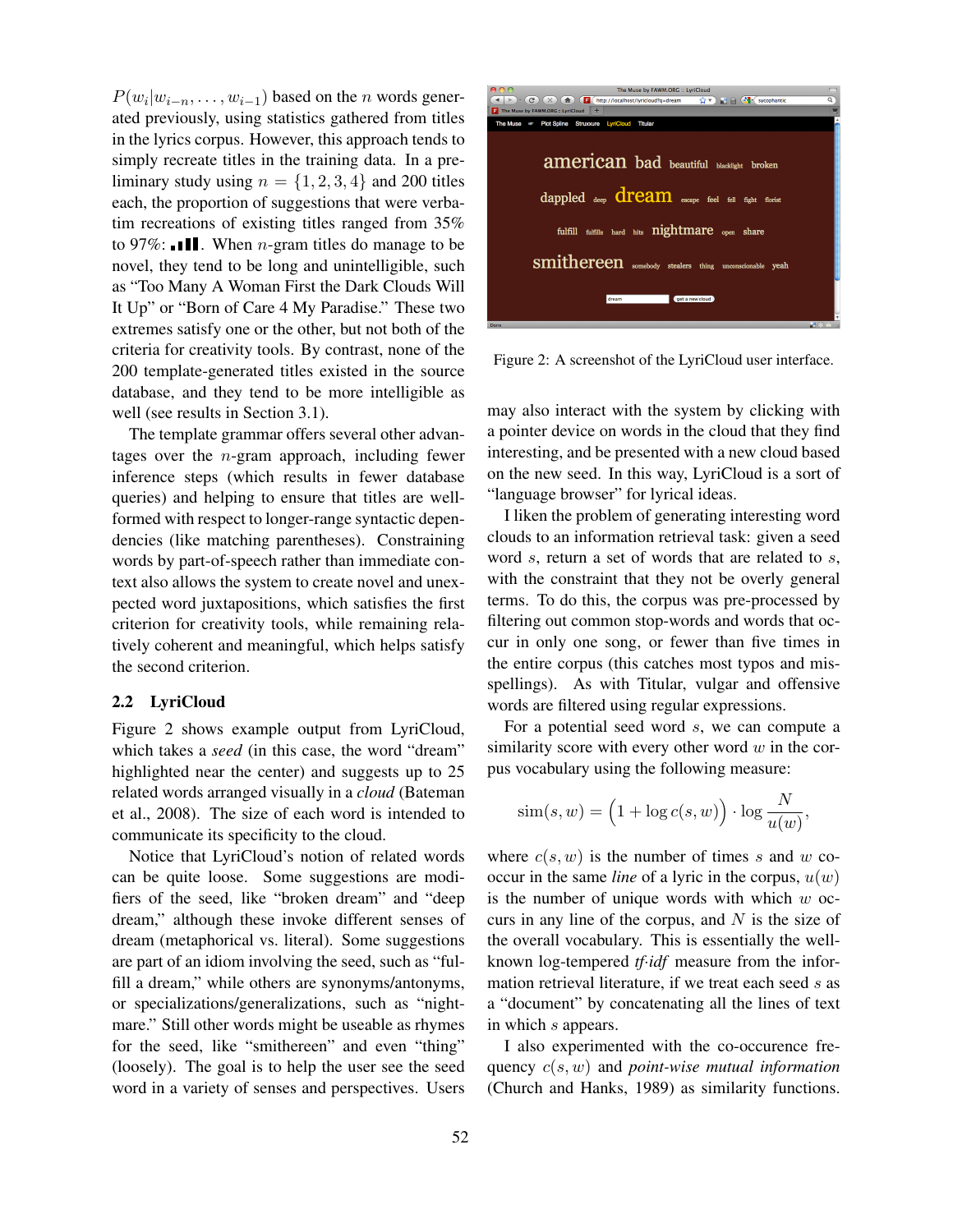$P(w_i|w_{i-n}, \ldots, w_{i-1})$ based on the $n$ words generated previously, using statistics gathered from titles in the lyrics corpus. However, this approach tends to simply recreate titles in the training data. In a preliminary study using $n = \{1, 2, 3, 4\}$ and 200 titles each, the proportion of suggestions that were verbatim recreations of existing titles ranged from 35% to 97%: ▁▃▇█. When $n$-gram titles do manage to be novel, they tend to be long and unintelligible, such as "Too Many A Woman First the Dark Clouds Will It Up" or "Born of Care 4 My Paradise." These two extremes satisfy one or the other, but not both of the criteria for creativity tools. By contrast, none of the 200 template-generated titles existed in the source database, and they tend to be more intelligible as well (see results in Section 3.1).

The template grammar offers several other advantages over the $n$-gram approach, including fewer inference steps (which results in fewer database queries) and helping to ensure that titles are well-formed with respect to longer-range syntactic dependencies (like matching parentheses). Constraining words by part-of-speech rather than immediate context also allows the system to create novel and unexpected word juxtapositions, which satisfies the first criterion for creativity tools, while remaining relatively coherent and meaningful, which helps satisfy the second criterion.

## 2.2 LyriCloud

Figure 2 shows example output from LyriCloud, which takes a *seed* (in this case, the word "dream" highlighted near the center) and suggests up to 25 related words arranged visually in a *cloud* (Bateman et al., 2008). The size of each word is intended to communicate its specificity to the cloud.

Notice that LyriCloud's notion of related words can be quite loose. Some suggestions are modifiers of the seed, like "broken dream" and "deep dream," although these invoke different senses of dream (metaphorical vs. literal). Some suggestions are part of an idiom involving the seed, such as "fulfill a dream," while others are synonyms/antonyms, or specializations/generalizations, such as "nightmare." Still other words might be useable as rhymes for the seed, like "smithereen" and even "thing" (loosely). The goal is to help the user see the seed word in a variety of senses and perspectives. Users may also interact with the system by clicking with a pointer device on words in the cloud that they find interesting, and be presented with a new cloud based on the new seed. In this way, LyriCloud is a sort of "language browser" for lyrical ideas.

Figure 2: A screenshot of the LyriCloud user interface.

I liken the problem of generating interesting word clouds to an information retrieval task: given a seed word $s$, return a set of words that are related to $s$, with the constraint that they not be overly general terms. To do this, the corpus was pre-processed by filtering out common stop-words and words that occur in only one song, or fewer than five times in the entire corpus (this catches most typos and misspellings). As with Titular, vulgar and offensive words are filtered using regular expressions.

For a potential seed word $s$, we can compute a similarity score with every other word $w$ in the corpus vocabulary using the following measure:

$$\text{sim}(s, w) = \Big(1 + \log c(s, w)\Big) \cdot \log \frac{N}{u(w)},$$

where $c(s, w)$ is the number of times $s$ and $w$ co-occur in the same *line* of a lyric in the corpus, $u(w)$ is the number of unique words with which $w$ occurs in any line of the corpus, and $N$ is the size of the overall vocabulary. This is essentially the well-known log-tempered *tf·idf* measure from the information retrieval literature, if we treat each seed $s$ as a "document" by concatenating all the lines of text in which $s$ appears.

I also experimented with the co-occurence frequency $c(s, w)$ and *point-wise mutual information* (Church and Hanks, 1989) as similarity functions.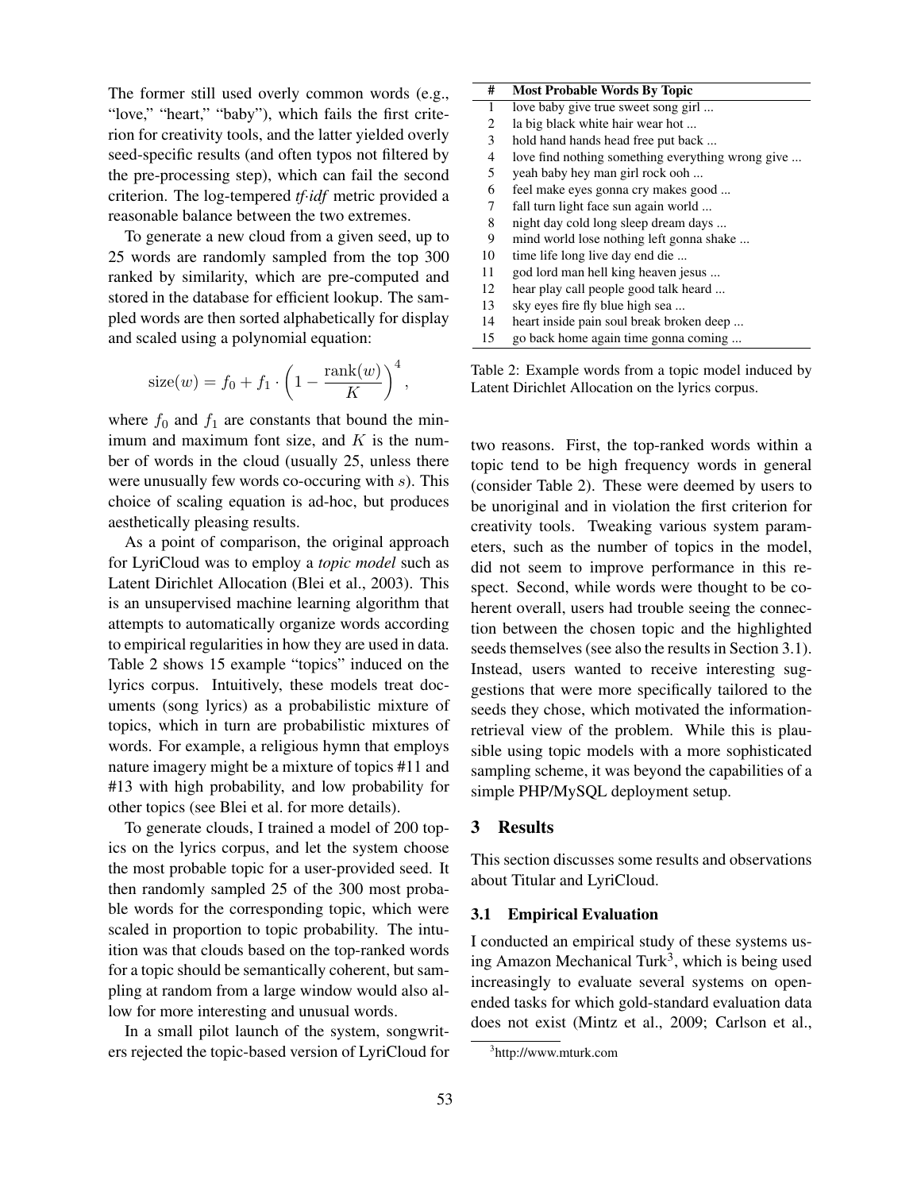The former still used overly common words (e.g., "love," "heart," "baby"), which fails the first criterion for creativity tools, and the latter yielded overly seed-specific results (and often typos not filtered by the pre-processing step), which can fail the second criterion. The log-tempered *tf·idf* metric provided a reasonable balance between the two extremes.

To generate a new cloud from a given seed, up to 25 words are randomly sampled from the top 300 ranked by similarity, which are pre-computed and stored in the database for efficient lookup. The sampled words are then sorted alphabetically for display and scaled using a polynomial equation:

$$\text{size}(w) = f_0 + f_1 \cdot \left(1 - \frac{\text{rank}(w)}{K}\right)^4,$$

where $f_0$ and $f_1$ are constants that bound the minimum and maximum font size, and $K$ is the number of words in the cloud (usually 25, unless there were unusually few words co-occuring with $s$). This choice of scaling equation is ad-hoc, but produces aesthetically pleasing results.

As a point of comparison, the original approach for LyriCloud was to employ a *topic model* such as Latent Dirichlet Allocation (Blei et al., 2003). This is an unsupervised machine learning algorithm that attempts to automatically organize words according to empirical regularities in how they are used in data. Table 2 shows 15 example "topics" induced on the lyrics corpus. Intuitively, these models treat documents (song lyrics) as a probabilistic mixture of topics, which in turn are probabilistic mixtures of words. For example, a religious hymn that employs nature imagery might be a mixture of topics #11 and #13 with high probability, and low probability for other topics (see Blei et al. for more details).

| # | Most Probable Words By Topic |
|---|---|
| 1 | love baby give true sweet song girl ... |
| 2 | la big black white hair wear hot ... |
| 3 | hold hand hands head free put back ... |
| 4 | love find nothing something everything wrong give ... |
| 5 | yeah baby hey man girl rock ooh ... |
| 6 | feel make eyes gonna cry makes good ... |
| 7 | fall turn light face sun again world ... |
| 8 | night day cold long sleep dream days ... |
| 9 | mind world lose nothing left gonna shake ... |
| 10 | time life long live day end die ... |
| 11 | god lord man hell king heaven jesus ... |
| 12 | hear play call people good talk heard ... |
| 13 | sky eyes fire fly blue high sea ... |
| 14 | heart inside pain soul break broken deep ... |
| 15 | go back home again time gonna coming ... |

Table 2: Example words from a topic model induced by Latent Dirichlet Allocation on the lyrics corpus.

To generate clouds, I trained a model of 200 topics on the lyrics corpus, and let the system choose the most probable topic for a user-provided seed. It then randomly sampled 25 of the 300 most probable words for the corresponding topic, which were scaled in proportion to topic probability. The intuition was that clouds based on the top-ranked words for a topic should be semantically coherent, but sampling at random from a large window would also allow for more interesting and unusual words.

In a small pilot launch of the system, songwriters rejected the topic-based version of LyriCloud for two reasons. First, the top-ranked words within a topic tend to be high frequency words in general (consider Table 2). These were deemed by users to be unoriginal and in violation the first criterion for creativity tools. Tweaking various system parameters, such as the number of topics in the model, did not seem to improve performance in this respect. Second, while words were thought to be coherent overall, users had trouble seeing the connection between the chosen topic and the highlighted seeds themselves (see also the results in Section 3.1). Instead, users wanted to receive interesting suggestions that were more specifically tailored to the seeds they chose, which motivated the information-retrieval view of the problem. While this is plausible using topic models with a more sophisticated sampling scheme, it was beyond the capabilities of a simple PHP/MySQL deployment setup.

## 3 Results

This section discusses some results and observations about Titular and LyriCloud.

### 3.1 Empirical Evaluation

I conducted an empirical study of these systems using Amazon Mechanical Turk[3], which is being used increasingly to evaluate several systems on open-ended tasks for which gold-standard evaluation data does not exist (Mintz et al., 2009; Carlson et al.,

[3]http://www.mturk.com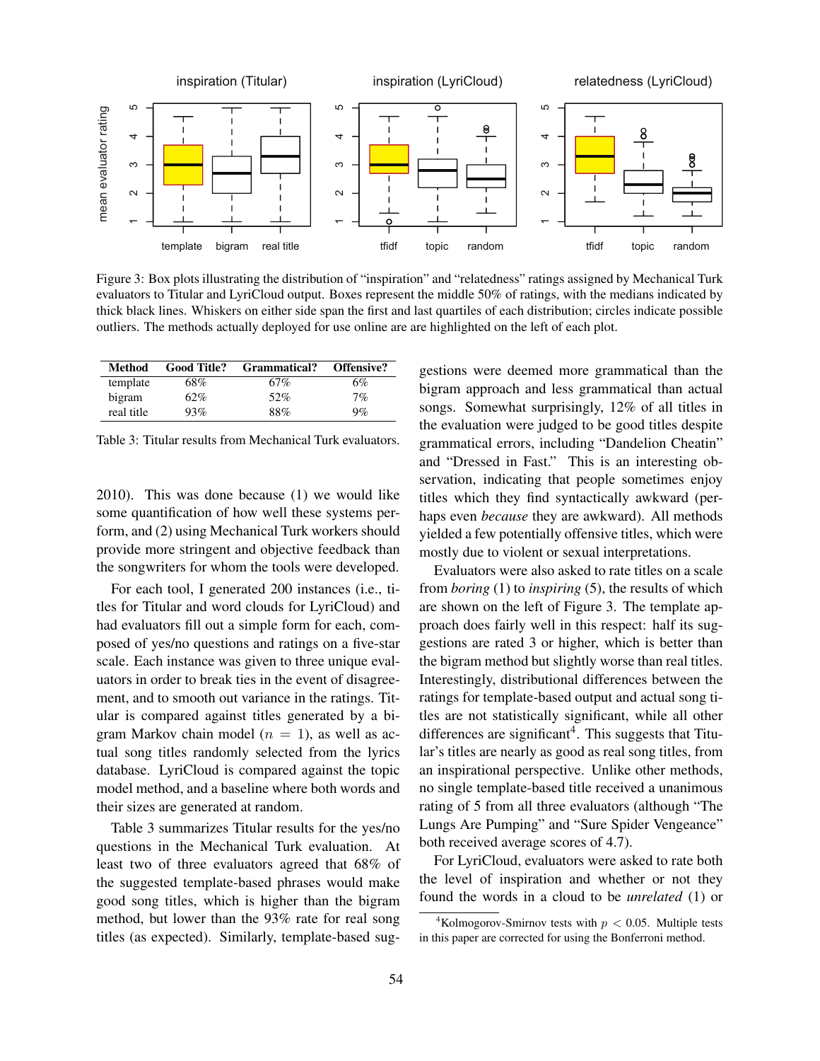Figure 3: Box plots illustrating the distribution of "inspiration" and "relatedness" ratings assigned by Mechanical Turk evaluators to Titular and LyriCloud output. Boxes represent the middle 50% of ratings, with the medians indicated by thick black lines. Whiskers on either side span the first and last quartiles of each distribution; circles indicate possible outliers. The methods actually deployed for use online are are highlighted on the left of each plot.

| Method | Good Title? | Grammatical? | Offensive? |
|---|---|---|---|
| template | 68% | 67% | 6% |
| bigram | 62% | 52% | 7% |
| real title | 93% | 88% | 9% |

Table 3: Titular results from Mechanical Turk evaluators.

2010). This was done because (1) we would like some quantification of how well these systems perform, and (2) using Mechanical Turk workers should provide more stringent and objective feedback than the songwriters for whom the tools were developed.

For each tool, I generated 200 instances (i.e., titles for Titular and word clouds for LyriCloud) and had evaluators fill out a simple form for each, composed of yes/no questions and ratings on a five-star scale. Each instance was given to three unique evaluators in order to break ties in the event of disagreement, and to smooth out variance in the ratings. Titular is compared against titles generated by a bigram Markov chain model ($n = 1$), as well as actual song titles randomly selected from the lyrics database. LyriCloud is compared against the topic model method, and a baseline where both words and their sizes are generated at random.

Table 3 summarizes Titular results for the yes/no questions in the Mechanical Turk evaluation. At least two of three evaluators agreed that 68% of the suggested template-based phrases would make good song titles, which is higher than the bigram method, but lower than the 93% rate for real song titles (as expected). Similarly, template-based suggestions were deemed more grammatical than the bigram approach and less grammatical than actual songs. Somewhat surprisingly, 12% of all titles in the evaluation were judged to be good titles despite grammatical errors, including "Dandelion Cheatin" and "Dressed in Fast." This is an interesting observation, indicating that people sometimes enjoy titles which they find syntactically awkward (perhaps even *because* they are awkward). All methods yielded a few potentially offensive titles, which were mostly due to violent or sexual interpretations.

Evaluators were also asked to rate titles on a scale from *boring* (1) to *inspiring* (5), the results of which are shown on the left of Figure 3. The template approach does fairly well in this respect: half its suggestions are rated 3 or higher, which is better than the bigram method but slightly worse than real titles. Interestingly, distributional differences between the ratings for template-based output and actual song titles are not statistically significant, while all other differences are significant[4]. This suggests that Titular's titles are nearly as good as real song titles, from an inspirational perspective. Unlike other methods, no single template-based title received a unanimous rating of 5 from all three evaluators (although "The Lungs Are Pumping" and "Sure Spider Vengeance" both received average scores of 4.7).

For LyriCloud, evaluators were asked to rate both the level of inspiration and whether or not they found the words in a cloud to be *unrelated* (1) or

[4] Kolmogorov-Smirnov tests with $p < 0.05$. Multiple tests in this paper are corrected for using the Bonferroni method.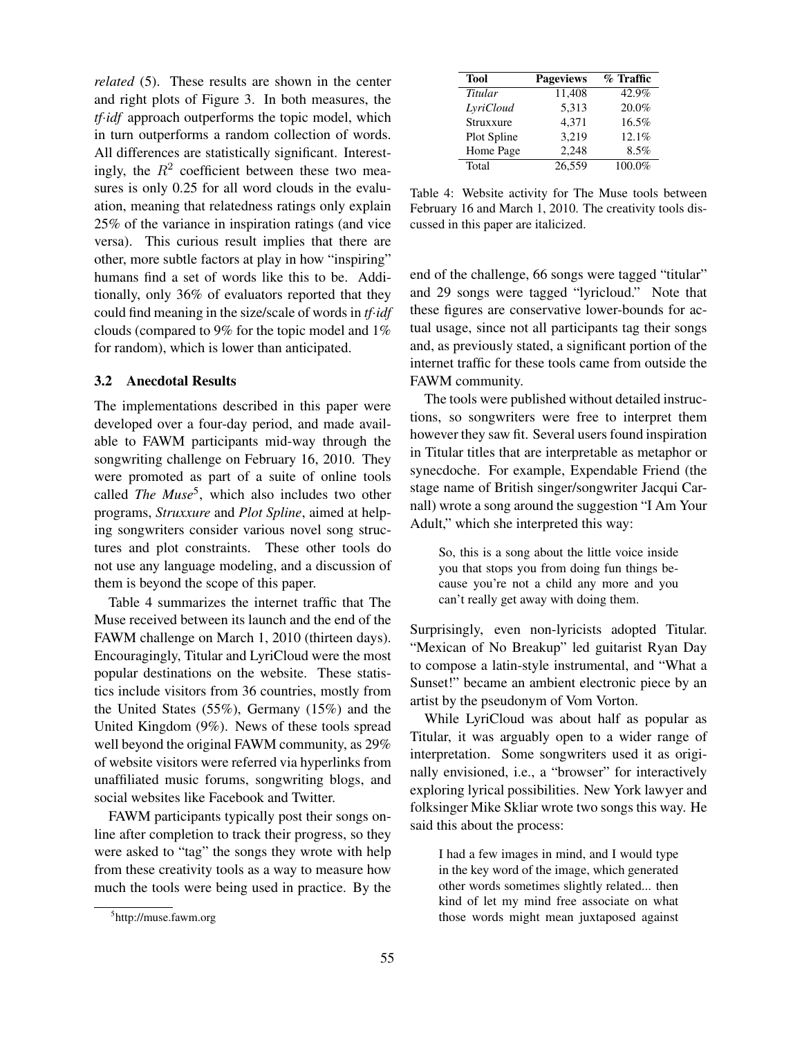*related* (5). These results are shown in the center and right plots of Figure 3. In both measures, the *tf·idf* approach outperforms the topic model, which in turn outperforms a random collection of words. All differences are statistically significant. Interestingly, the $R^2$ coefficient between these two measures is only 0.25 for all word clouds in the evaluation, meaning that relatedness ratings only explain 25% of the variance in inspiration ratings (and vice versa). This curious result implies that there are other, more subtle factors at play in how "inspiring" humans find a set of words like this to be. Additionally, only 36% of evaluators reported that they could find meaning in the size/scale of words in *tf·idf* clouds (compared to 9% for the topic model and 1% for random), which is lower than anticipated.

### 3.2 Anecdotal Results

The implementations described in this paper were developed over a four-day period, and made available to FAWM participants mid-way through the songwriting challenge on February 16, 2010. They were promoted as part of a suite of online tools called *The Muse*[5], which also includes two other programs, *Struxxure* and *Plot Spline*, aimed at helping songwriters consider various novel song structures and plot constraints. These other tools do not use any language modeling, and a discussion of them is beyond the scope of this paper.

Table 4 summarizes the internet traffic that The Muse received between its launch and the end of the FAWM challenge on March 1, 2010 (thirteen days). Encouragingly, Titular and LyriCloud were the most popular destinations on the website. These statistics include visitors from 36 countries, mostly from the United States (55%), Germany (15%) and the United Kingdom (9%). News of these tools spread well beyond the original FAWM community, as 29% of website visitors were referred via hyperlinks from unaffiliated music forums, songwriting blogs, and social websites like Facebook and Twitter.

FAWM participants typically post their songs online after completion to track their progress, so they were asked to "tag" the songs they wrote with help from these creativity tools as a way to measure how much the tools were being used in practice. By the end of the challenge, 66 songs were tagged "titular" and 29 songs were tagged "lyricloud." Note that these figures are conservative lower-bounds for actual usage, since not all participants tag their songs and, as previously stated, a significant portion of the internet traffic for these tools came from outside the FAWM community.

| Tool | Pageviews | % Traffic |
|---|---|---|
| *Titular* | 11,408 | 42.9% |
| *LyriCloud* | 5,313 | 20.0% |
| Struxxure | 4,371 | 16.5% |
| Plot Spline | 3,219 | 12.1% |
| Home Page | 2,248 | 8.5% |
| Total | 26,559 | 100.0% |

Table 4: Website activity for The Muse tools between February 16 and March 1, 2010. The creativity tools discussed in this paper are italicized.

The tools were published without detailed instructions, so songwriters were free to interpret them however they saw fit. Several users found inspiration in Titular titles that are interpretable as metaphor or synecdoche. For example, Expendable Friend (the stage name of British singer/songwriter Jacqui Carnall) wrote a song around the suggestion "I Am Your Adult," which she interpreted this way:

> So, this is a song about the little voice inside you that stops you from doing fun things because you're not a child any more and you can't really get away with doing them.

Surprisingly, even non-lyricists adopted Titular. "Mexican of No Breakup" led guitarist Ryan Day to compose a latin-style instrumental, and "What a Sunset!" became an ambient electronic piece by an artist by the pseudonym of Vom Vorton.

While LyriCloud was about half as popular as Titular, it was arguably open to a wider range of interpretation. Some songwriters used it as originally envisioned, i.e., a "browser" for interactively exploring lyrical possibilities. New York lawyer and folksinger Mike Skliar wrote two songs this way. He said this about the process:

> I had a few images in mind, and I would type in the key word of the image, which generated other words sometimes slightly related... then kind of let my mind free associate on what those words might mean juxtaposed against

[5] http://muse.fawm.org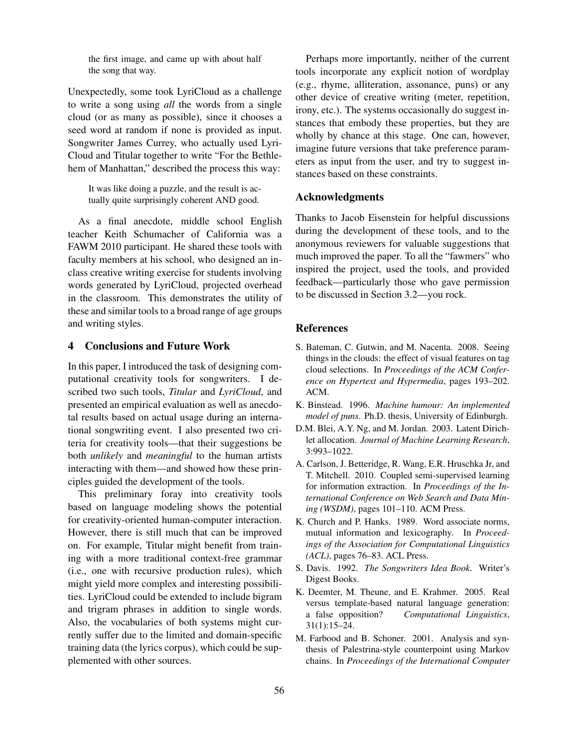> the first image, and came up with about half the song that way.

Unexpectedly, some took LyriCloud as a challenge to write a song using *all* the words from a single cloud (or as many as possible), since it chooses a seed word at random if none is provided as input. Songwriter James Currey, who actually used LyriCloud and Titular together to write "For the Bethlehem of Manhattan," described the process this way:

> It was like doing a puzzle, and the result is actually quite surprisingly coherent AND good.

As a final anecdote, middle school English teacher Keith Schumacher of California was a FAWM 2010 participant. He shared these tools with faculty members at his school, who designed an inclass creative writing exercise for students involving words generated by LyriCloud, projected overhead in the classroom. This demonstrates the utility of these and similar tools to a broad range of age groups and writing styles.

## 4 Conclusions and Future Work

In this paper, I introduced the task of designing computational creativity tools for songwriters. I described two such tools, *Titular* and *LyriCloud*, and presented an empirical evaluation as well as anecdotal results based on actual usage during an international songwriting event. I also presented two criteria for creativity tools—that their suggestions be both *unlikely* and *meaningful* to the human artists interacting with them—and showed how these principles guided the development of the tools.

This preliminary foray into creativity tools based on language modeling shows the potential for creativity-oriented human-computer interaction. However, there is still much that can be improved on. For example, Titular might benefit from training with a more traditional context-free grammar (i.e., one with recursive production rules), which might yield more complex and interesting possibilities. LyriCloud could be extended to include bigram and trigram phrases in addition to single words. Also, the vocabularies of both systems might currently suffer due to the limited and domain-specific training data (the lyrics corpus), which could be supplemented with other sources.

Perhaps more importantly, neither of the current tools incorporate any explicit notion of wordplay (e.g., rhyme, alliteration, assonance, puns) or any other device of creative writing (meter, repetition, irony, etc.). The systems occasionally do suggest instances that embody these properties, but they are wholly by chance at this stage. One can, however, imagine future versions that take preference parameters as input from the user, and try to suggest instances based on these constraints.

## Acknowledgments

Thanks to Jacob Eisenstein for helpful discussions during the development of these tools, and to the anonymous reviewers for valuable suggestions that much improved the paper. To all the "fawmers" who inspired the project, used the tools, and provided feedback—particularly those who gave permission to be discussed in Section 3.2—you rock.

## References

S. Bateman, C. Gutwin, and M. Nacenta. 2008. Seeing things in the clouds: the effect of visual features on tag cloud selections. In *Proceedings of the ACM Conference on Hypertext and Hypermedia*, pages 193–202. ACM.

K. Binstead. 1996. *Machine humour: An implemented model of puns*. Ph.D. thesis, University of Edinburgh.

D.M. Blei, A.Y. Ng, and M. Jordan. 2003. Latent Dirichlet allocation. *Journal of Machine Learning Research*, 3:993–1022.

A. Carlson, J. Betteridge, R. Wang, E.R. Hruschka Jr, and T. Mitchell. 2010. Coupled semi-supervised learning for information extraction. In *Proceedings of the International Conference on Web Search and Data Mining (WSDM)*, pages 101–110. ACM Press.

K. Church and P. Hanks. 1989. Word associate norms, mutual information and lexicography. In *Proceedings of the Association for Computational Linguistics (ACL)*, pages 76–83. ACL Press.

S. Davis. 1992. *The Songwriters Idea Book*. Writer's Digest Books.

K. Deemter, M. Theune, and E. Krahmer. 2005. Real versus template-based natural language generation: a false opposition? *Computational Linguistics*, 31(1):15–24.

M. Farbood and B. Schoner. 2001. Analysis and synthesis of Palestrina-style counterpoint using Markov chains. In *Proceedings of the International Computer*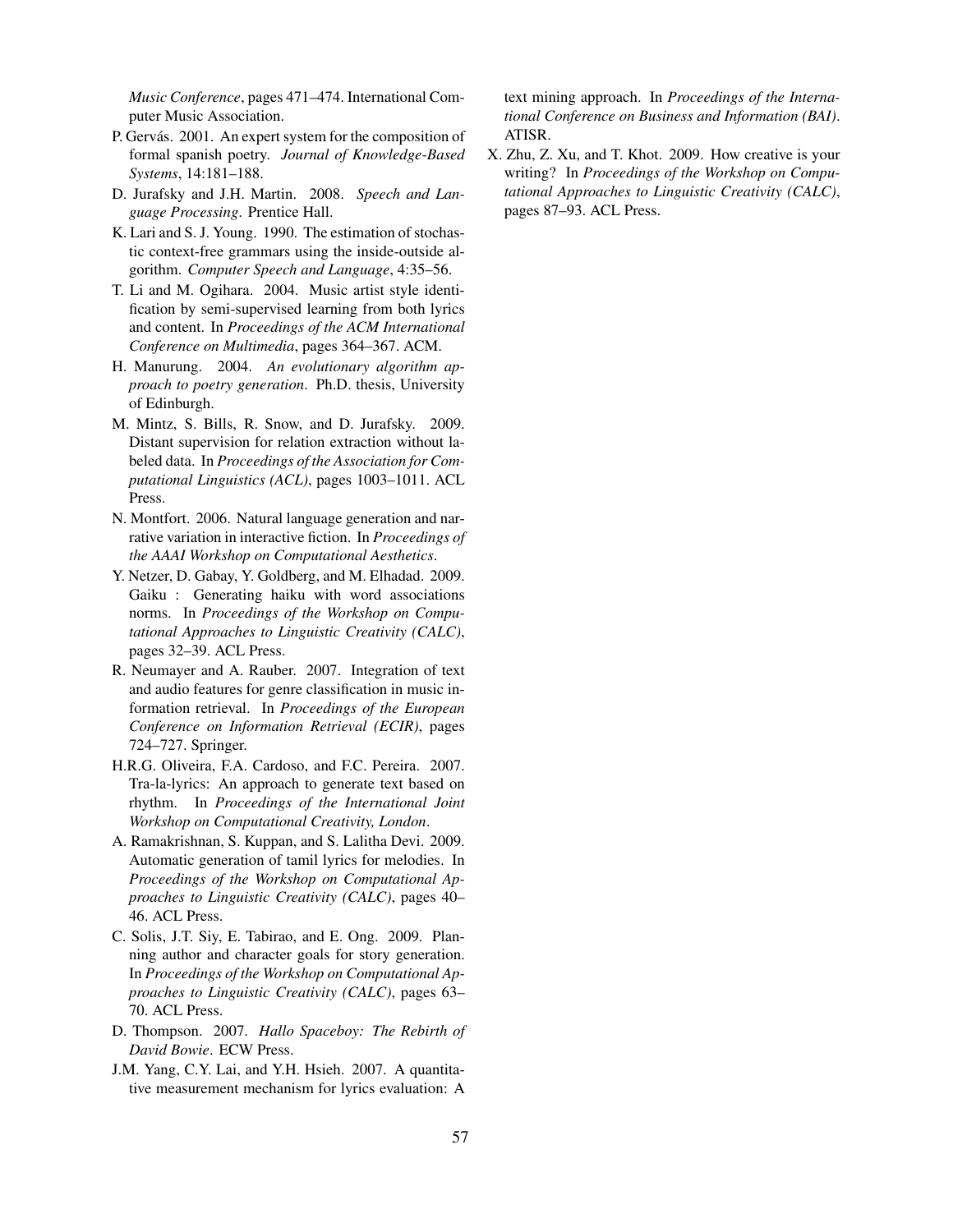*Music Conference*, pages 471–474. International Computer Music Association.

P. Gervás. 2001. An expert system for the composition of formal spanish poetry. *Journal of Knowledge-Based Systems*, 14:181–188.

D. Jurafsky and J.H. Martin. 2008. *Speech and Language Processing*. Prentice Hall.

K. Lari and S. J. Young. 1990. The estimation of stochastic context-free grammars using the inside-outside algorithm. *Computer Speech and Language*, 4:35–56.

T. Li and M. Ogihara. 2004. Music artist style identification by semi-supervised learning from both lyrics and content. In *Proceedings of the ACM International Conference on Multimedia*, pages 364–367. ACM.

H. Manurung. 2004. *An evolutionary algorithm approach to poetry generation*. Ph.D. thesis, University of Edinburgh.

M. Mintz, S. Bills, R. Snow, and D. Jurafsky. 2009. Distant supervision for relation extraction without labeled data. In *Proceedings of the Association for Computational Linguistics (ACL)*, pages 1003–1011. ACL Press.

N. Montfort. 2006. Natural language generation and narrative variation in interactive fiction. In *Proceedings of the AAAI Workshop on Computational Aesthetics*.

Y. Netzer, D. Gabay, Y. Goldberg, and M. Elhadad. 2009. Gaiku : Generating haiku with word associations norms. In *Proceedings of the Workshop on Computational Approaches to Linguistic Creativity (CALC)*, pages 32–39. ACL Press.

R. Neumayer and A. Rauber. 2007. Integration of text and audio features for genre classification in music information retrieval. In *Proceedings of the European Conference on Information Retrieval (ECIR)*, pages 724–727. Springer.

H.R.G. Oliveira, F.A. Cardoso, and F.C. Pereira. 2007. Tra-la-lyrics: An approach to generate text based on rhythm. In *Proceedings of the International Joint Workshop on Computational Creativity, London*.

A. Ramakrishnan, S. Kuppan, and S. Lalitha Devi. 2009. Automatic generation of tamil lyrics for melodies. In *Proceedings of the Workshop on Computational Approaches to Linguistic Creativity (CALC)*, pages 40–46. ACL Press.

C. Solis, J.T. Siy, E. Tabirao, and E. Ong. 2009. Planning author and character goals for story generation. In *Proceedings of the Workshop on Computational Approaches to Linguistic Creativity (CALC)*, pages 63–70. ACL Press.

D. Thompson. 2007. *Hallo Spaceboy: The Rebirth of David Bowie*. ECW Press.

J.M. Yang, C.Y. Lai, and Y.H. Hsieh. 2007. A quantitative measurement mechanism for lyrics evaluation: A text mining approach. In *Proceedings of the International Conference on Business and Information (BAI)*. ATISR.

X. Zhu, Z. Xu, and T. Khot. 2009. How creative is your writing? In *Proceedings of the Workshop on Computational Approaches to Linguistic Creativity (CALC)*, pages 87–93. ACL Press.